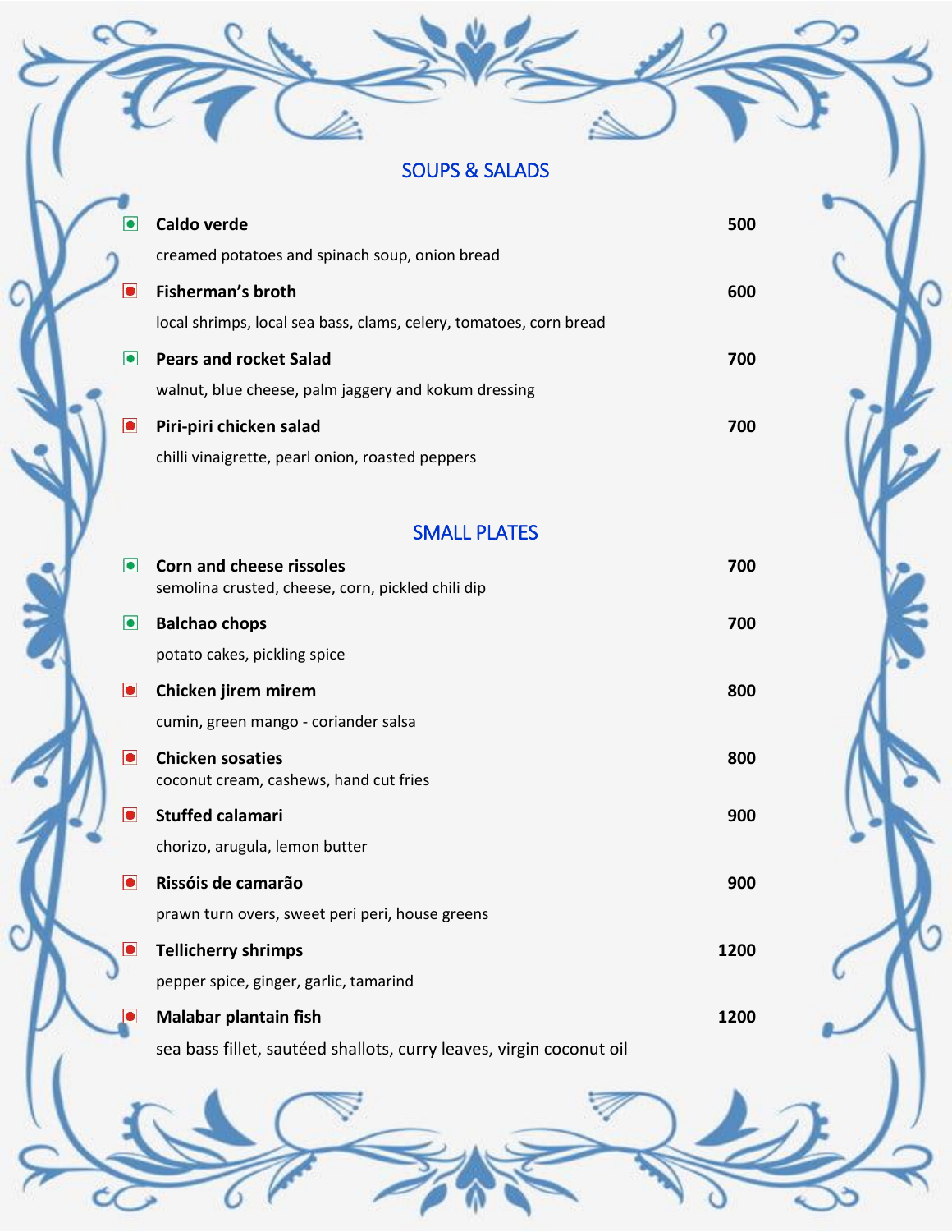## SOUPS & SALADS

**Caldo verde** — **500**
creamed potatoes and spinach soup, onion bread

**Fisherman's broth** — **600**
local shrimps, local sea bass, clams, celery, tomatoes, corn bread

**Pears and rocket Salad** — **700**
walnut, blue cheese, palm jaggery and kokum dressing

**Piri-piri chicken salad** — **700**
chilli vinaigrette, pearl onion, roasted peppers

## SMALL PLATES

**Corn and cheese rissoles** — **700**
semolina crusted, cheese, corn, pickled chili dip

**Balchao chops** — **700**
potato cakes, pickling spice

**Chicken jirem mirem** — **800**
cumin, green mango - coriander salsa

**Chicken sosaties** — **800**
coconut cream, cashews, hand cut fries

**Stuffed calamari** — **900**
chorizo, arugula, lemon butter

**Rissóis de camarão** — **900**
prawn turn overs, sweet peri peri, house greens

**Tellicherry shrimps** — **1200**
pepper spice, ginger, garlic, tamarind

**Malabar plantain fish** — **1200**
sea bass fillet, sautéed shallots, curry leaves, virgin coconut oil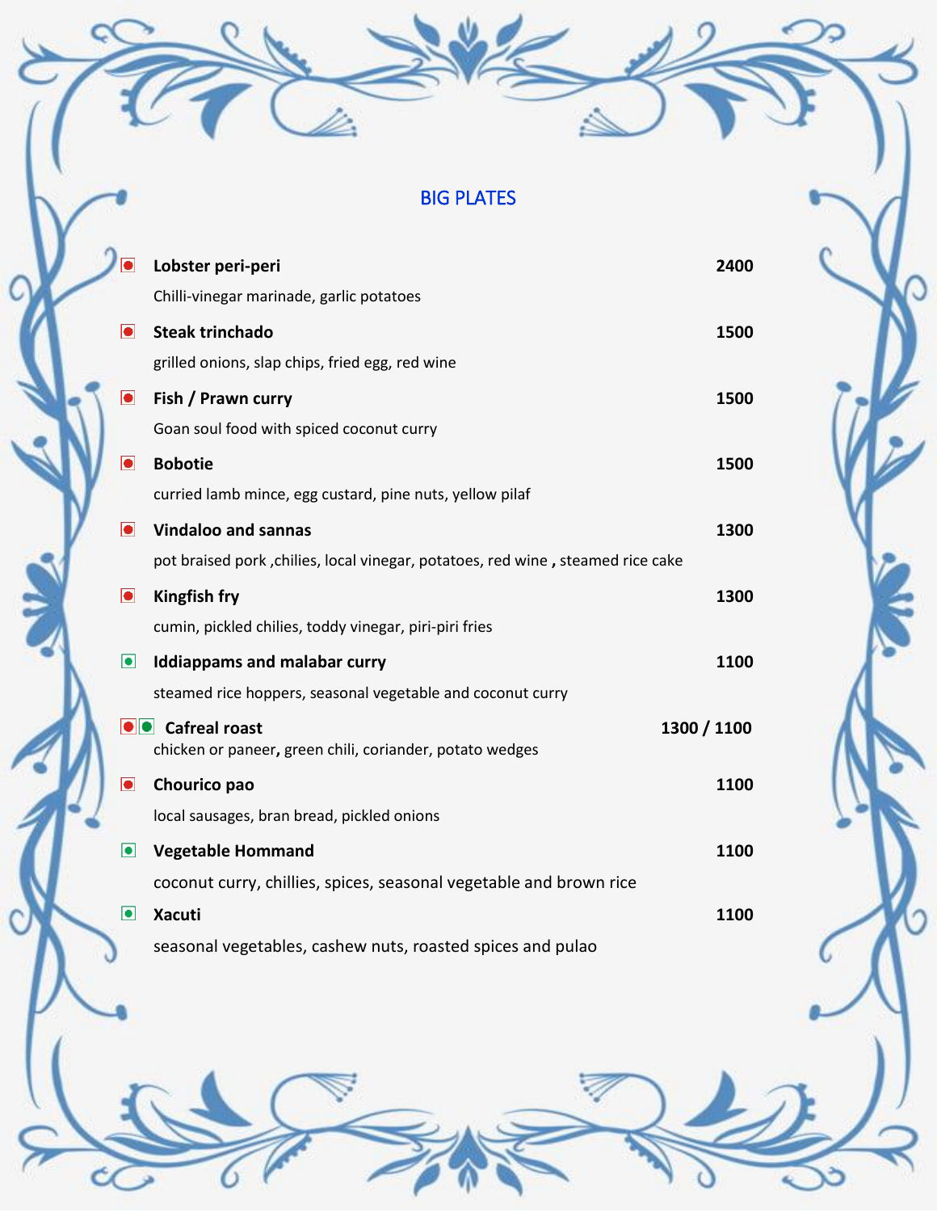## BIG PLATES

**Lobster peri-peri** **2400**

Chilli-vinegar marinade, garlic potatoes

**Steak trinchado** **1500**

grilled onions, slap chips, fried egg, red wine

**Fish / Prawn curry** **1500**

Goan soul food with spiced coconut curry

**Bobotie** **1500**

curried lamb mince, egg custard, pine nuts, yellow pilaf

**Vindaloo and sannas** **1300**

pot braised pork ,chilies, local vinegar, potatoes, red wine **,** steamed rice cake

**Kingfish fry** **1300**

cumin, pickled chilies, toddy vinegar, piri-piri fries

**Iddiappams and malabar curry** **1100**

steamed rice hoppers, seasonal vegetable and coconut curry

**Cafreal roast** **1300 / 1100**

chicken or paneer**,** green chili, coriander, potato wedges

**Chourico pao** **1100**

local sausages, bran bread, pickled onions

**Vegetable Hommand** **1100**

coconut curry, chillies, spices, seasonal vegetable and brown rice

**Xacuti** **1100**

seasonal vegetables, cashew nuts, roasted spices and pulao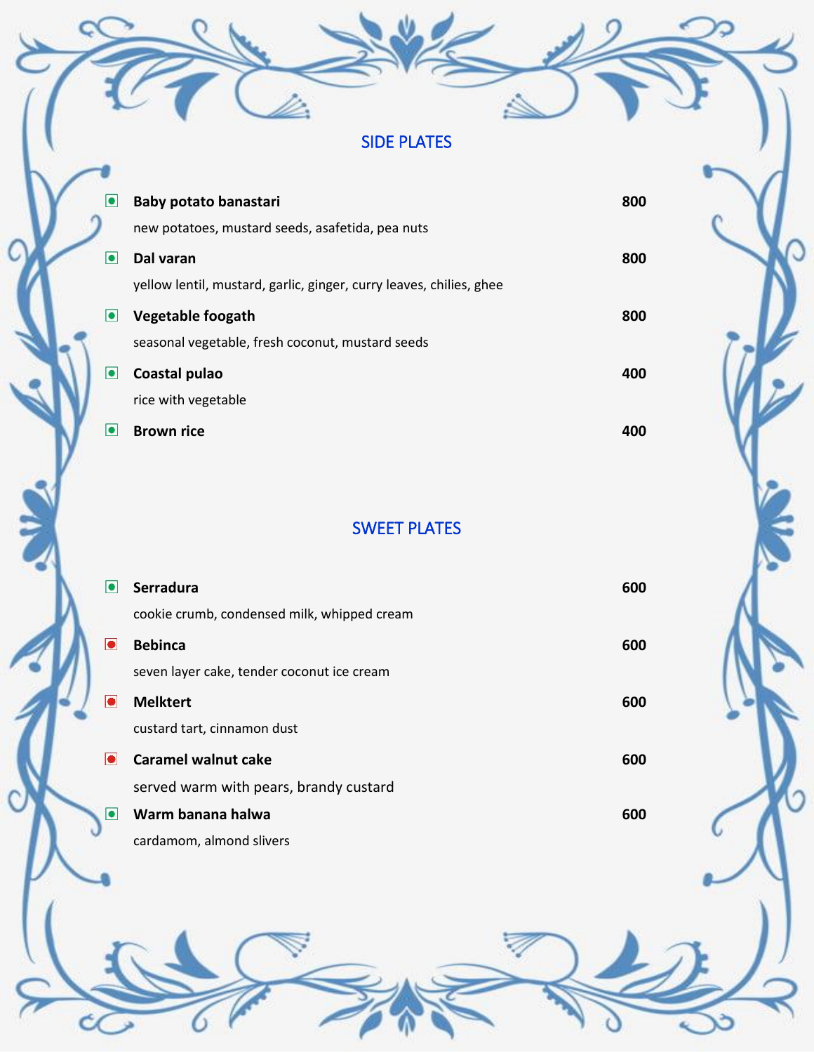## SIDE PLATES

**Baby potato banastari** **800**
new potatoes, mustard seeds, asafetida, pea nuts

**Dal varan** **800**
yellow lentil, mustard, garlic, ginger, curry leaves, chilies, ghee

**Vegetable foogath** **800**
seasonal vegetable, fresh coconut, mustard seeds

**Coastal pulao** **400**
rice with vegetable

**Brown rice** **400**

## SWEET PLATES

**Serradura** **600**
cookie crumb, condensed milk, whipped cream

**Bebinca** **600**
seven layer cake, tender coconut ice cream

**Melktert** **600**
custard tart, cinnamon dust

**Caramel walnut cake** **600**
served warm with pears, brandy custard

**Warm banana halwa** **600**
cardamom, almond slivers